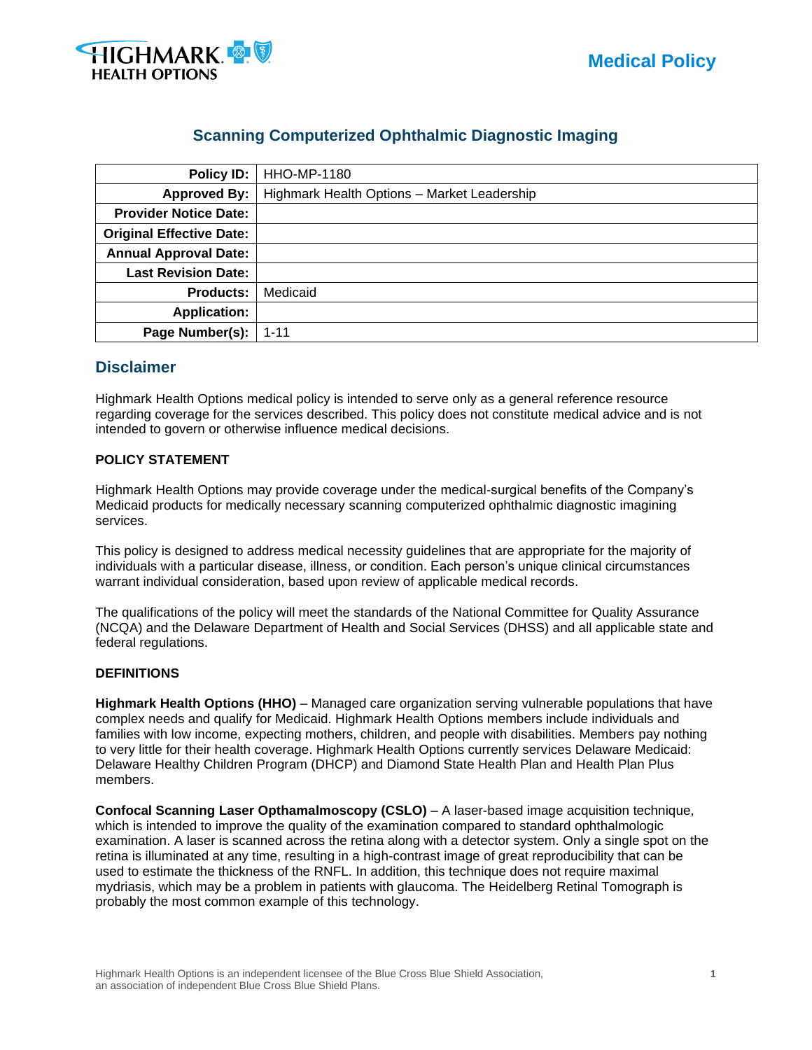# Scanning Computerized Ophthalmic Diagnostic Imaging

| | |
|---|---|
| **Policy ID:** | HHO-MP-1180 |
| **Approved By:** | Highmark Health Options – Market Leadership |
| **Provider Notice Date:** | |
| **Original Effective Date:** | |
| **Annual Approval Date:** | |
| **Last Revision Date:** | |
| **Products:** | Medicaid |
| **Application:** | |
| **Page Number(s):** | 1-11 |

## Disclaimer

Highmark Health Options medical policy is intended to serve only as a general reference resource regarding coverage for the services described. This policy does not constitute medical advice and is not intended to govern or otherwise influence medical decisions.

**POLICY STATEMENT**

Highmark Health Options may provide coverage under the medical-surgical benefits of the Company's Medicaid products for medically necessary scanning computerized ophthalmic diagnostic imagining services.

This policy is designed to address medical necessity guidelines that are appropriate for the majority of individuals with a particular disease, illness, or condition. Each person's unique clinical circumstances warrant individual consideration, based upon review of applicable medical records.

The qualifications of the policy will meet the standards of the National Committee for Quality Assurance (NCQA) and the Delaware Department of Health and Social Services (DHSS) and all applicable state and federal regulations.

**DEFINITIONS**

**Highmark Health Options (HHO)** – Managed care organization serving vulnerable populations that have complex needs and qualify for Medicaid. Highmark Health Options members include individuals and families with low income, expecting mothers, children, and people with disabilities. Members pay nothing to very little for their health coverage. Highmark Health Options currently services Delaware Medicaid: Delaware Healthy Children Program (DHCP) and Diamond State Health Plan and Health Plan Plus members.

**Confocal Scanning Laser Opthamalmoscopy (CSLO)** – A laser-based image acquisition technique, which is intended to improve the quality of the examination compared to standard ophthalmologic examination. A laser is scanned across the retina along with a detector system. Only a single spot on the retina is illuminated at any time, resulting in a high-contrast image of great reproducibility that can be used to estimate the thickness of the RNFL. In addition, this technique does not require maximal mydriasis, which may be a problem in patients with glaucoma. The Heidelberg Retinal Tomograph is probably the most common example of this technology.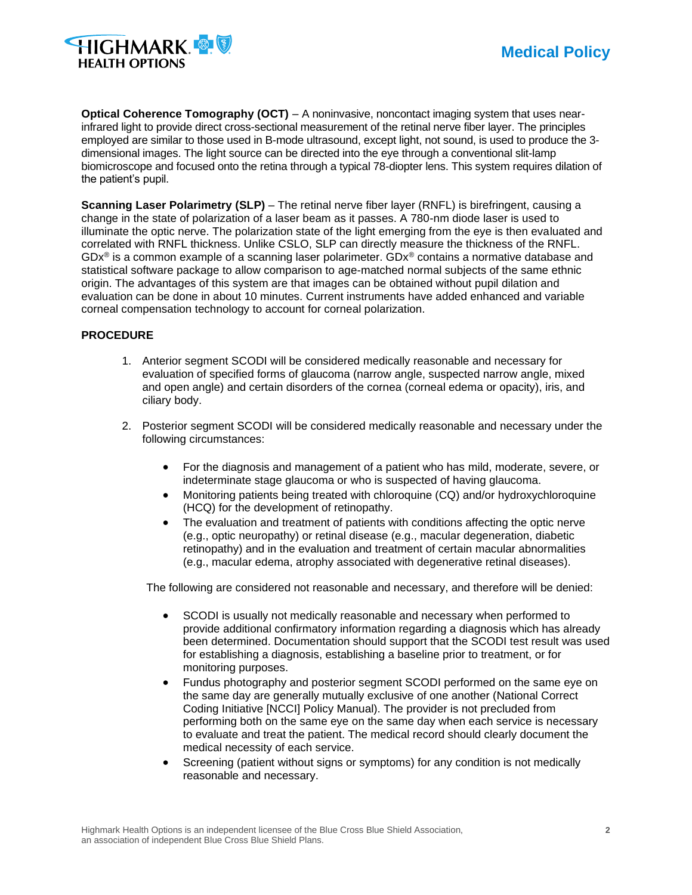**Optical Coherence Tomography (OCT)** – A noninvasive, noncontact imaging system that uses near-infrared light to provide direct cross-sectional measurement of the retinal nerve fiber layer. The principles employed are similar to those used in B-mode ultrasound, except light, not sound, is used to produce the 3-dimensional images. The light source can be directed into the eye through a conventional slit-lamp biomicroscope and focused onto the retina through a typical 78-diopter lens. This system requires dilation of the patient's pupil.

**Scanning Laser Polarimetry (SLP)** – The retinal nerve fiber layer (RNFL) is birefringent, causing a change in the state of polarization of a laser beam as it passes. A 780-nm diode laser is used to illuminate the optic nerve. The polarization state of the light emerging from the eye is then evaluated and correlated with RNFL thickness. Unlike CSLO, SLP can directly measure the thickness of the RNFL. GDx® is a common example of a scanning laser polarimeter. GDx® contains a normative database and statistical software package to allow comparison to age-matched normal subjects of the same ethnic origin. The advantages of this system are that images can be obtained without pupil dilation and evaluation can be done in about 10 minutes. Current instruments have added enhanced and variable corneal compensation technology to account for corneal polarization.

**PROCEDURE**

1. Anterior segment SCODI will be considered medically reasonable and necessary for evaluation of specified forms of glaucoma (narrow angle, suspected narrow angle, mixed and open angle) and certain disorders of the cornea (corneal edema or opacity), iris, and ciliary body.

2. Posterior segment SCODI will be considered medically reasonable and necessary under the following circumstances:

    - For the diagnosis and management of a patient who has mild, moderate, severe, or indeterminate stage glaucoma or who is suspected of having glaucoma.
    - Monitoring patients being treated with chloroquine (CQ) and/or hydroxychloroquine (HCQ) for the development of retinopathy.
    - The evaluation and treatment of patients with conditions affecting the optic nerve (e.g., optic neuropathy) or retinal disease (e.g., macular degeneration, diabetic retinopathy) and in the evaluation and treatment of certain macular abnormalities (e.g., macular edema, atrophy associated with degenerative retinal diseases).

    The following are considered not reasonable and necessary, and therefore will be denied:

    - SCODI is usually not medically reasonable and necessary when performed to provide additional confirmatory information regarding a diagnosis which has already been determined. Documentation should support that the SCODI test result was used for establishing a diagnosis, establishing a baseline prior to treatment, or for monitoring purposes.
    - Fundus photography and posterior segment SCODI performed on the same eye on the same day are generally mutually exclusive of one another (National Correct Coding Initiative [NCCI] Policy Manual). The provider is not precluded from performing both on the same eye on the same day when each service is necessary to evaluate and treat the patient. The medical record should clearly document the medical necessity of each service.
    - Screening (patient without signs or symptoms) for any condition is not medically reasonable and necessary.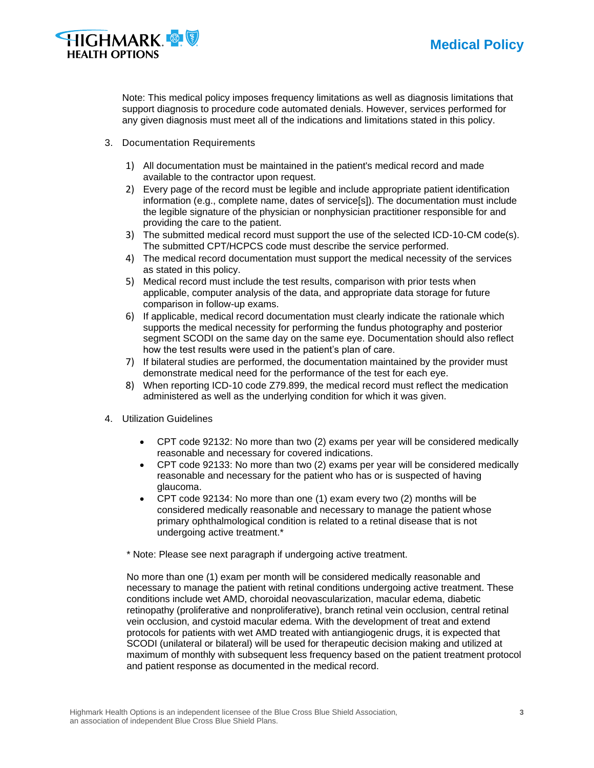Note: This medical policy imposes frequency limitations as well as diagnosis limitations that support diagnosis to procedure code automated denials. However, services performed for any given diagnosis must meet all of the indications and limitations stated in this policy.

3. Documentation Requirements

    1) All documentation must be maintained in the patient's medical record and made available to the contractor upon request.
    2) Every page of the record must be legible and include appropriate patient identification information (e.g., complete name, dates of service[s]). The documentation must include the legible signature of the physician or nonphysician practitioner responsible for and providing the care to the patient.
    3) The submitted medical record must support the use of the selected ICD-10-CM code(s). The submitted CPT/HCPCS code must describe the service performed.
    4) The medical record documentation must support the medical necessity of the services as stated in this policy.
    5) Medical record must include the test results, comparison with prior tests when applicable, computer analysis of the data, and appropriate data storage for future comparison in follow-up exams.
    6) If applicable, medical record documentation must clearly indicate the rationale which supports the medical necessity for performing the fundus photography and posterior segment SCODI on the same day on the same eye. Documentation should also reflect how the test results were used in the patient's plan of care.
    7) If bilateral studies are performed, the documentation maintained by the provider must demonstrate medical need for the performance of the test for each eye.
    8) When reporting ICD-10 code Z79.899, the medical record must reflect the medication administered as well as the underlying condition for which it was given.

4. Utilization Guidelines

    - CPT code 92132: No more than two (2) exams per year will be considered medically reasonable and necessary for covered indications.
    - CPT code 92133: No more than two (2) exams per year will be considered medically reasonable and necessary for the patient who has or is suspected of having glaucoma.
    - CPT code 92134: No more than one (1) exam every two (2) months will be considered medically reasonable and necessary to manage the patient whose primary ophthalmological condition is related to a retinal disease that is not undergoing active treatment.*

    * Note: Please see next paragraph if undergoing active treatment.

    No more than one (1) exam per month will be considered medically reasonable and necessary to manage the patient with retinal conditions undergoing active treatment. These conditions include wet AMD, choroidal neovascularization, macular edema, diabetic retinopathy (proliferative and nonproliferative), branch retinal vein occlusion, central retinal vein occlusion, and cystoid macular edema. With the development of treat and extend protocols for patients with wet AMD treated with antiangiogenic drugs, it is expected that SCODI (unilateral or bilateral) will be used for therapeutic decision making and utilized at maximum of monthly with subsequent less frequency based on the patient treatment protocol and patient response as documented in the medical record.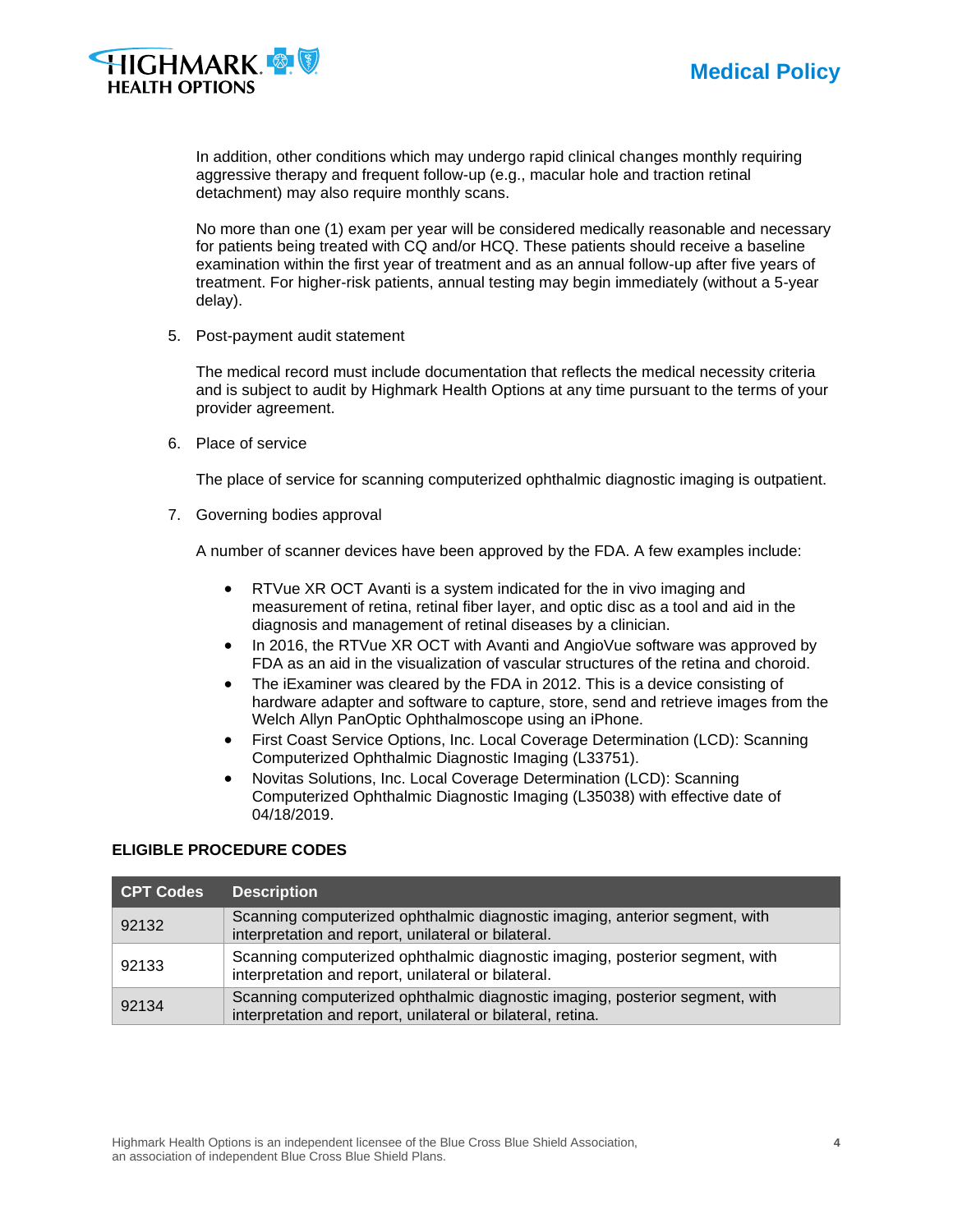In addition, other conditions which may undergo rapid clinical changes monthly requiring aggressive therapy and frequent follow-up (e.g., macular hole and traction retinal detachment) may also require monthly scans.

No more than one (1) exam per year will be considered medically reasonable and necessary for patients being treated with CQ and/or HCQ. These patients should receive a baseline examination within the first year of treatment and as an annual follow-up after five years of treatment. For higher-risk patients, annual testing may begin immediately (without a 5-year delay).

5. Post-payment audit statement

   The medical record must include documentation that reflects the medical necessity criteria and is subject to audit by Highmark Health Options at any time pursuant to the terms of your provider agreement.

6. Place of service

   The place of service for scanning computerized ophthalmic diagnostic imaging is outpatient.

7. Governing bodies approval

   A number of scanner devices have been approved by the FDA. A few examples include:

   - RTVue XR OCT Avanti is a system indicated for the in vivo imaging and measurement of retina, retinal fiber layer, and optic disc as a tool and aid in the diagnosis and management of retinal diseases by a clinician.
   - In 2016, the RTVue XR OCT with Avanti and AngioVue software was approved by FDA as an aid in the visualization of vascular structures of the retina and choroid.
   - The iExaminer was cleared by the FDA in 2012. This is a device consisting of hardware adapter and software to capture, store, send and retrieve images from the Welch Allyn PanOptic Ophthalmoscope using an iPhone.
   - First Coast Service Options, Inc. Local Coverage Determination (LCD): Scanning Computerized Ophthalmic Diagnostic Imaging (L33751).
   - Novitas Solutions, Inc. Local Coverage Determination (LCD): Scanning Computerized Ophthalmic Diagnostic Imaging (L35038) with effective date of 04/18/2019.

**ELIGIBLE PROCEDURE CODES**

| CPT Codes | Description |
|---|---|
| 92132 | Scanning computerized ophthalmic diagnostic imaging, anterior segment, with interpretation and report, unilateral or bilateral. |
| 92133 | Scanning computerized ophthalmic diagnostic imaging, posterior segment, with interpretation and report, unilateral or bilateral. |
| 92134 | Scanning computerized ophthalmic diagnostic imaging, posterior segment, with interpretation and report, unilateral or bilateral, retina. |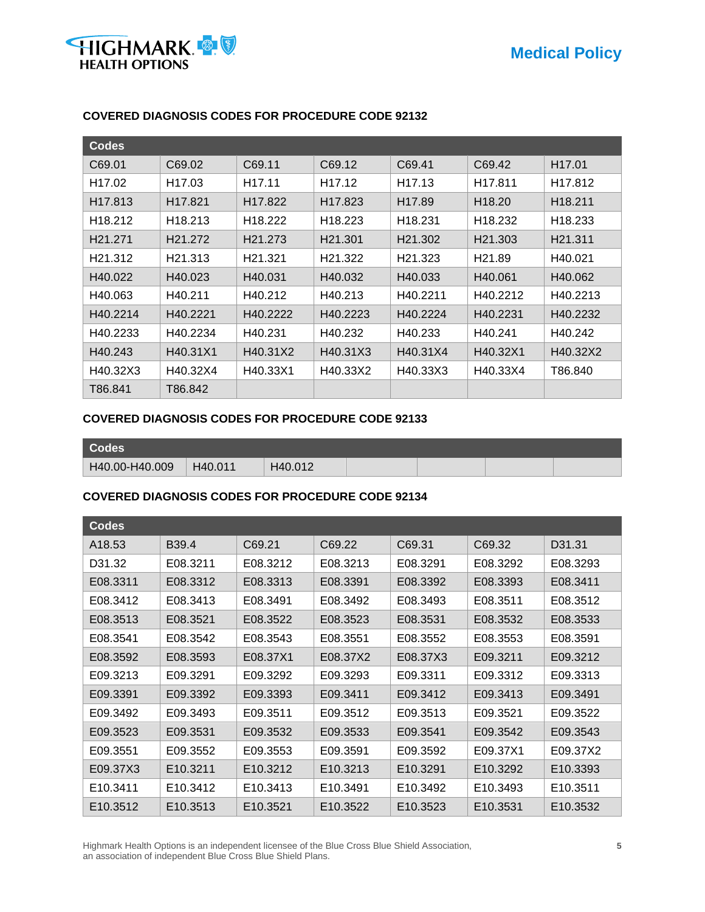**COVERED DIAGNOSIS CODES FOR PROCEDURE CODE 92132**

| Codes | | | | | | |
|---|---|---|---|---|---|---|
| C69.01 | C69.02 | C69.11 | C69.12 | C69.41 | C69.42 | H17.01 |
| H17.02 | H17.03 | H17.11 | H17.12 | H17.13 | H17.811 | H17.812 |
| H17.813 | H17.821 | H17.822 | H17.823 | H17.89 | H18.20 | H18.211 |
| H18.212 | H18.213 | H18.222 | H18.223 | H18.231 | H18.232 | H18.233 |
| H21.271 | H21.272 | H21.273 | H21.301 | H21.302 | H21.303 | H21.311 |
| H21.312 | H21.313 | H21.321 | H21.322 | H21.323 | H21.89 | H40.021 |
| H40.022 | H40.023 | H40.031 | H40.032 | H40.033 | H40.061 | H40.062 |
| H40.063 | H40.211 | H40.212 | H40.213 | H40.2211 | H40.2212 | H40.2213 |
| H40.2214 | H40.2221 | H40.2222 | H40.2223 | H40.2224 | H40.2231 | H40.2232 |
| H40.2233 | H40.2234 | H40.231 | H40.232 | H40.233 | H40.241 | H40.242 |
| H40.243 | H40.31X1 | H40.31X2 | H40.31X3 | H40.31X4 | H40.32X1 | H40.32X2 |
| H40.32X3 | H40.32X4 | H40.33X1 | H40.33X2 | H40.33X3 | H40.33X4 | T86.840 |
| T86.841 | T86.842 | | | | | |

**COVERED DIAGNOSIS CODES FOR PROCEDURE CODE 92133**

| Codes | | | | | | |
|---|---|---|---|---|---|---|
| H40.00-H40.009 | H40.011 | H40.012 | | | | |

**COVERED DIAGNOSIS CODES FOR PROCEDURE CODE 92134**

| Codes | | | | | | |
|---|---|---|---|---|---|---|
| A18.53 | B39.4 | C69.21 | C69.22 | C69.31 | C69.32 | D31.31 |
| D31.32 | E08.3211 | E08.3212 | E08.3213 | E08.3291 | E08.3292 | E08.3293 |
| E08.3311 | E08.3312 | E08.3313 | E08.3391 | E08.3392 | E08.3393 | E08.3411 |
| E08.3412 | E08.3413 | E08.3491 | E08.3492 | E08.3493 | E08.3511 | E08.3512 |
| E08.3513 | E08.3521 | E08.3522 | E08.3523 | E08.3531 | E08.3532 | E08.3533 |
| E08.3541 | E08.3542 | E08.3543 | E08.3551 | E08.3552 | E08.3553 | E08.3591 |
| E08.3592 | E08.3593 | E08.37X1 | E08.37X2 | E08.37X3 | E09.3211 | E09.3212 |
| E09.3213 | E09.3291 | E09.3292 | E09.3293 | E09.3311 | E09.3312 | E09.3313 |
| E09.3391 | E09.3392 | E09.3393 | E09.3411 | E09.3412 | E09.3413 | E09.3491 |
| E09.3492 | E09.3493 | E09.3511 | E09.3512 | E09.3513 | E09.3521 | E09.3522 |
| E09.3523 | E09.3531 | E09.3532 | E09.3533 | E09.3541 | E09.3542 | E09.3543 |
| E09.3551 | E09.3552 | E09.3553 | E09.3591 | E09.3592 | E09.37X1 | E09.37X2 |
| E09.37X3 | E10.3211 | E10.3212 | E10.3213 | E10.3291 | E10.3292 | E10.3393 |
| E10.3411 | E10.3412 | E10.3413 | E10.3491 | E10.3492 | E10.3493 | E10.3511 |
| E10.3512 | E10.3513 | E10.3521 | E10.3522 | E10.3523 | E10.3531 | E10.3532 |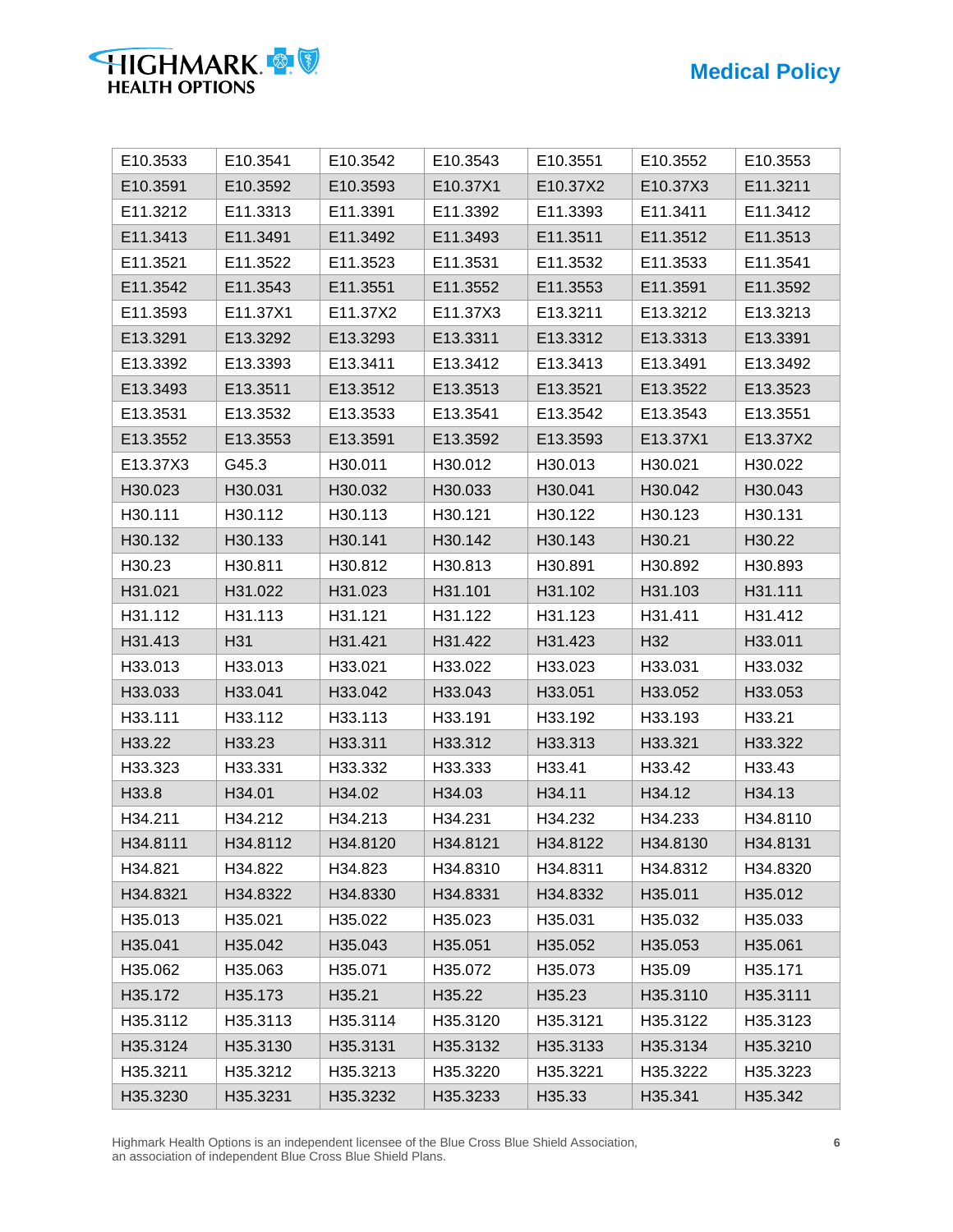| E10.3533 | E10.3541 | E10.3542 | E10.3543 | E10.3551 | E10.3552 | E10.3553 |
|---|---|---|---|---|---|---|
| E10.3591 | E10.3592 | E10.3593 | E10.37X1 | E10.37X2 | E10.37X3 | E11.3211 |
| E11.3212 | E11.3313 | E11.3391 | E11.3392 | E11.3393 | E11.3411 | E11.3412 |
| E11.3413 | E11.3491 | E11.3492 | E11.3493 | E11.3511 | E11.3512 | E11.3513 |
| E11.3521 | E11.3522 | E11.3523 | E11.3531 | E11.3532 | E11.3533 | E11.3541 |
| E11.3542 | E11.3543 | E11.3551 | E11.3552 | E11.3553 | E11.3591 | E11.3592 |
| E11.3593 | E11.37X1 | E11.37X2 | E11.37X3 | E13.3211 | E13.3212 | E13.3213 |
| E13.3291 | E13.3292 | E13.3293 | E13.3311 | E13.3312 | E13.3313 | E13.3391 |
| E13.3392 | E13.3393 | E13.3411 | E13.3412 | E13.3413 | E13.3491 | E13.3492 |
| E13.3493 | E13.3511 | E13.3512 | E13.3513 | E13.3521 | E13.3522 | E13.3523 |
| E13.3531 | E13.3532 | E13.3533 | E13.3541 | E13.3542 | E13.3543 | E13.3551 |
| E13.3552 | E13.3553 | E13.3591 | E13.3592 | E13.3593 | E13.37X1 | E13.37X2 |
| E13.37X3 | G45.3 | H30.011 | H30.012 | H30.013 | H30.021 | H30.022 |
| H30.023 | H30.031 | H30.032 | H30.033 | H30.041 | H30.042 | H30.043 |
| H30.111 | H30.112 | H30.113 | H30.121 | H30.122 | H30.123 | H30.131 |
| H30.132 | H30.133 | H30.141 | H30.142 | H30.143 | H30.21 | H30.22 |
| H30.23 | H30.811 | H30.812 | H30.813 | H30.891 | H30.892 | H30.893 |
| H31.021 | H31.022 | H31.023 | H31.101 | H31.102 | H31.103 | H31.111 |
| H31.112 | H31.113 | H31.121 | H31.122 | H31.123 | H31.411 | H31.412 |
| H31.413 | H31 | H31.421 | H31.422 | H31.423 | H32 | H33.011 |
| H33.013 | H33.013 | H33.021 | H33.022 | H33.023 | H33.031 | H33.032 |
| H33.033 | H33.041 | H33.042 | H33.043 | H33.051 | H33.052 | H33.053 |
| H33.111 | H33.112 | H33.113 | H33.191 | H33.192 | H33.193 | H33.21 |
| H33.22 | H33.23 | H33.311 | H33.312 | H33.313 | H33.321 | H33.322 |
| H33.323 | H33.331 | H33.332 | H33.333 | H33.41 | H33.42 | H33.43 |
| H33.8 | H34.01 | H34.02 | H34.03 | H34.11 | H34.12 | H34.13 |
| H34.211 | H34.212 | H34.213 | H34.231 | H34.232 | H34.233 | H34.8110 |
| H34.8111 | H34.8112 | H34.8120 | H34.8121 | H34.8122 | H34.8130 | H34.8131 |
| H34.821 | H34.822 | H34.823 | H34.8310 | H34.8311 | H34.8312 | H34.8320 |
| H34.8321 | H34.8322 | H34.8330 | H34.8331 | H34.8332 | H35.011 | H35.012 |
| H35.013 | H35.021 | H35.022 | H35.023 | H35.031 | H35.032 | H35.033 |
| H35.041 | H35.042 | H35.043 | H35.051 | H35.052 | H35.053 | H35.061 |
| H35.062 | H35.063 | H35.071 | H35.072 | H35.073 | H35.09 | H35.171 |
| H35.172 | H35.173 | H35.21 | H35.22 | H35.23 | H35.3110 | H35.3111 |
| H35.3112 | H35.3113 | H35.3114 | H35.3120 | H35.3121 | H35.3122 | H35.3123 |
| H35.3124 | H35.3130 | H35.3131 | H35.3132 | H35.3133 | H35.3134 | H35.3210 |
| H35.3211 | H35.3212 | H35.3213 | H35.3220 | H35.3221 | H35.3222 | H35.3223 |
| H35.3230 | H35.3231 | H35.3232 | H35.3233 | H35.33 | H35.341 | H35.342 |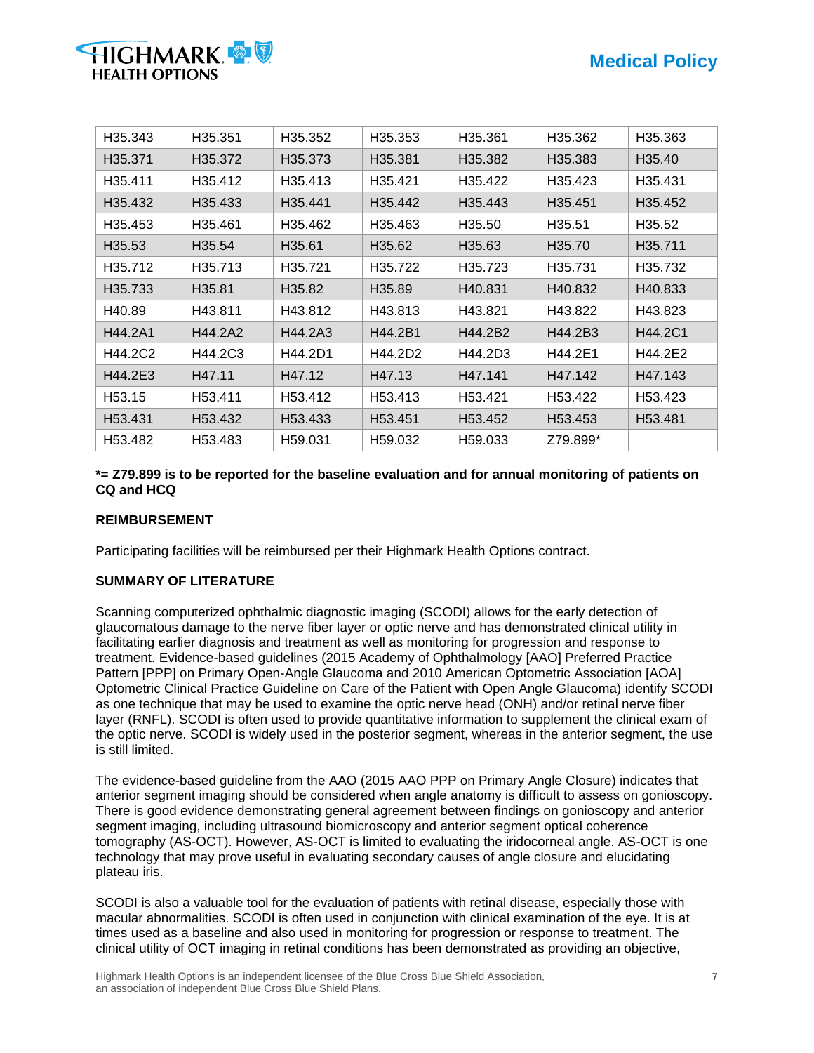| H35.343 | H35.351 | H35.352 | H35.353 | H35.361 | H35.362 | H35.363 |
|---|---|---|---|---|---|---|
| H35.371 | H35.372 | H35.373 | H35.381 | H35.382 | H35.383 | H35.40 |
| H35.411 | H35.412 | H35.413 | H35.421 | H35.422 | H35.423 | H35.431 |
| H35.432 | H35.433 | H35.441 | H35.442 | H35.443 | H35.451 | H35.452 |
| H35.453 | H35.461 | H35.462 | H35.463 | H35.50 | H35.51 | H35.52 |
| H35.53 | H35.54 | H35.61 | H35.62 | H35.63 | H35.70 | H35.711 |
| H35.712 | H35.713 | H35.721 | H35.722 | H35.723 | H35.731 | H35.732 |
| H35.733 | H35.81 | H35.82 | H35.89 | H40.831 | H40.832 | H40.833 |
| H40.89 | H43.811 | H43.812 | H43.813 | H43.821 | H43.822 | H43.823 |
| H44.2A1 | H44.2A2 | H44.2A3 | H44.2B1 | H44.2B2 | H44.2B3 | H44.2C1 |
| H44.2C2 | H44.2C3 | H44.2D1 | H44.2D2 | H44.2D3 | H44.2E1 | H44.2E2 |
| H44.2E3 | H47.11 | H47.12 | H47.13 | H47.141 | H47.142 | H47.143 |
| H53.15 | H53.411 | H53.412 | H53.413 | H53.421 | H53.422 | H53.423 |
| H53.431 | H53.432 | H53.433 | H53.451 | H53.452 | H53.453 | H53.481 |
| H53.482 | H53.483 | H59.031 | H59.032 | H59.033 | Z79.899* | |

**\*= Z79.899 is to be reported for the baseline evaluation and for annual monitoring of patients on CQ and HCQ**

**REIMBURSEMENT**

Participating facilities will be reimbursed per their Highmark Health Options contract.

**SUMMARY OF LITERATURE**

Scanning computerized ophthalmic diagnostic imaging (SCODI) allows for the early detection of glaucomatous damage to the nerve fiber layer or optic nerve and has demonstrated clinical utility in facilitating earlier diagnosis and treatment as well as monitoring for progression and response to treatment. Evidence-based guidelines (2015 Academy of Ophthalmology [AAO] Preferred Practice Pattern [PPP] on Primary Open-Angle Glaucoma and 2010 American Optometric Association [AOA] Optometric Clinical Practice Guideline on Care of the Patient with Open Angle Glaucoma) identify SCODI as one technique that may be used to examine the optic nerve head (ONH) and/or retinal nerve fiber layer (RNFL). SCODI is often used to provide quantitative information to supplement the clinical exam of the optic nerve. SCODI is widely used in the posterior segment, whereas in the anterior segment, the use is still limited.

The evidence-based guideline from the AAO (2015 AAO PPP on Primary Angle Closure) indicates that anterior segment imaging should be considered when angle anatomy is difficult to assess on gonioscopy. There is good evidence demonstrating general agreement between findings on gonioscopy and anterior segment imaging, including ultrasound biomicroscopy and anterior segment optical coherence tomography (AS-OCT). However, AS-OCT is limited to evaluating the iridocorneal angle. AS-OCT is one technology that may prove useful in evaluating secondary causes of angle closure and elucidating plateau iris.

SCODI is also a valuable tool for the evaluation of patients with retinal disease, especially those with macular abnormalities. SCODI is often used in conjunction with clinical examination of the eye. It is at times used as a baseline and also used in monitoring for progression or response to treatment. The clinical utility of OCT imaging in retinal conditions has been demonstrated as providing an objective,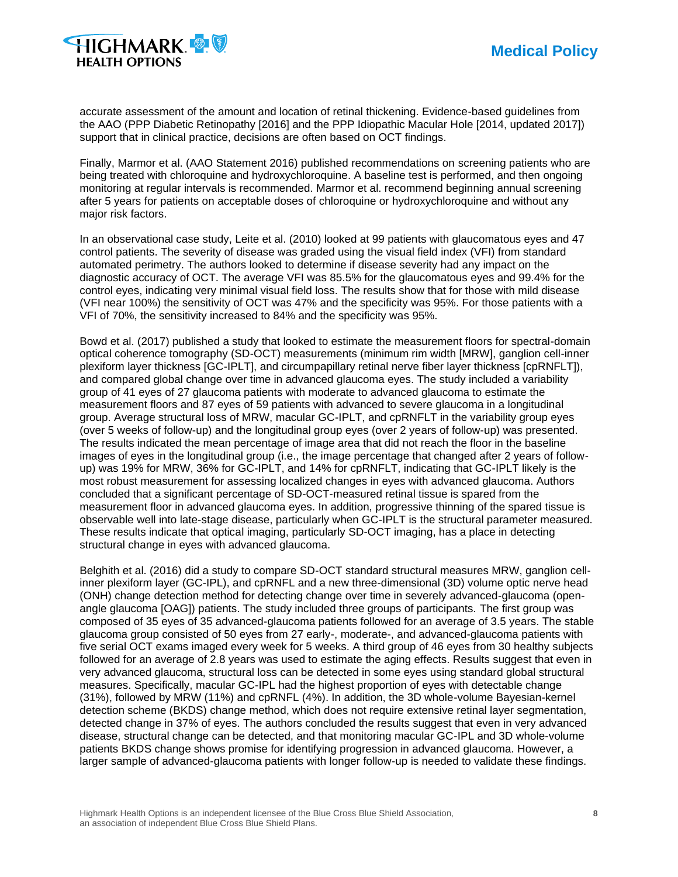accurate assessment of the amount and location of retinal thickening. Evidence-based guidelines from the AAO (PPP Diabetic Retinopathy [2016] and the PPP Idiopathic Macular Hole [2014, updated 2017]) support that in clinical practice, decisions are often based on OCT findings.

Finally, Marmor et al. (AAO Statement 2016) published recommendations on screening patients who are being treated with chloroquine and hydroxychloroquine. A baseline test is performed, and then ongoing monitoring at regular intervals is recommended. Marmor et al. recommend beginning annual screening after 5 years for patients on acceptable doses of chloroquine or hydroxychloroquine and without any major risk factors.

In an observational case study, Leite et al. (2010) looked at 99 patients with glaucomatous eyes and 47 control patients. The severity of disease was graded using the visual field index (VFI) from standard automated perimetry. The authors looked to determine if disease severity had any impact on the diagnostic accuracy of OCT. The average VFI was 85.5% for the glaucomatous eyes and 99.4% for the control eyes, indicating very minimal visual field loss. The results show that for those with mild disease (VFI near 100%) the sensitivity of OCT was 47% and the specificity was 95%. For those patients with a VFI of 70%, the sensitivity increased to 84% and the specificity was 95%.

Bowd et al. (2017) published a study that looked to estimate the measurement floors for spectral-domain optical coherence tomography (SD-OCT) measurements (minimum rim width [MRW], ganglion cell-inner plexiform layer thickness [GC-IPLT], and circumpapillary retinal nerve fiber layer thickness [cpRNFLT]), and compared global change over time in advanced glaucoma eyes. The study included a variability group of 41 eyes of 27 glaucoma patients with moderate to advanced glaucoma to estimate the measurement floors and 87 eyes of 59 patients with advanced to severe glaucoma in a longitudinal group. Average structural loss of MRW, macular GC-IPLT, and cpRNFLT in the variability group eyes (over 5 weeks of follow-up) and the longitudinal group eyes (over 2 years of follow-up) was presented. The results indicated the mean percentage of image area that did not reach the floor in the baseline images of eyes in the longitudinal group (i.e., the image percentage that changed after 2 years of follow-up) was 19% for MRW, 36% for GC-IPLT, and 14% for cpRNFLT, indicating that GC-IPLT likely is the most robust measurement for assessing localized changes in eyes with advanced glaucoma. Authors concluded that a significant percentage of SD-OCT-measured retinal tissue is spared from the measurement floor in advanced glaucoma eyes. In addition, progressive thinning of the spared tissue is observable well into late-stage disease, particularly when GC-IPLT is the structural parameter measured. These results indicate that optical imaging, particularly SD-OCT imaging, has a place in detecting structural change in eyes with advanced glaucoma.

Belghith et al. (2016) did a study to compare SD-OCT standard structural measures MRW, ganglion cell-inner plexiform layer (GC-IPL), and cpRNFL and a new three-dimensional (3D) volume optic nerve head (ONH) change detection method for detecting change over time in severely advanced-glaucoma (open-angle glaucoma [OAG]) patients. The study included three groups of participants. The first group was composed of 35 eyes of 35 advanced-glaucoma patients followed for an average of 3.5 years. The stable glaucoma group consisted of 50 eyes from 27 early-, moderate-, and advanced-glaucoma patients with five serial OCT exams imaged every week for 5 weeks. A third group of 46 eyes from 30 healthy subjects followed for an average of 2.8 years was used to estimate the aging effects. Results suggest that even in very advanced glaucoma, structural loss can be detected in some eyes using standard global structural measures. Specifically, macular GC-IPL had the highest proportion of eyes with detectable change (31%), followed by MRW (11%) and cpRNFL (4%). In addition, the 3D whole-volume Bayesian-kernel detection scheme (BKDS) change method, which does not require extensive retinal layer segmentation, detected change in 37% of eyes. The authors concluded the results suggest that even in very advanced disease, structural change can be detected, and that monitoring macular GC-IPL and 3D whole-volume patients BKDS change shows promise for identifying progression in advanced glaucoma. However, a larger sample of advanced-glaucoma patients with longer follow-up is needed to validate these findings.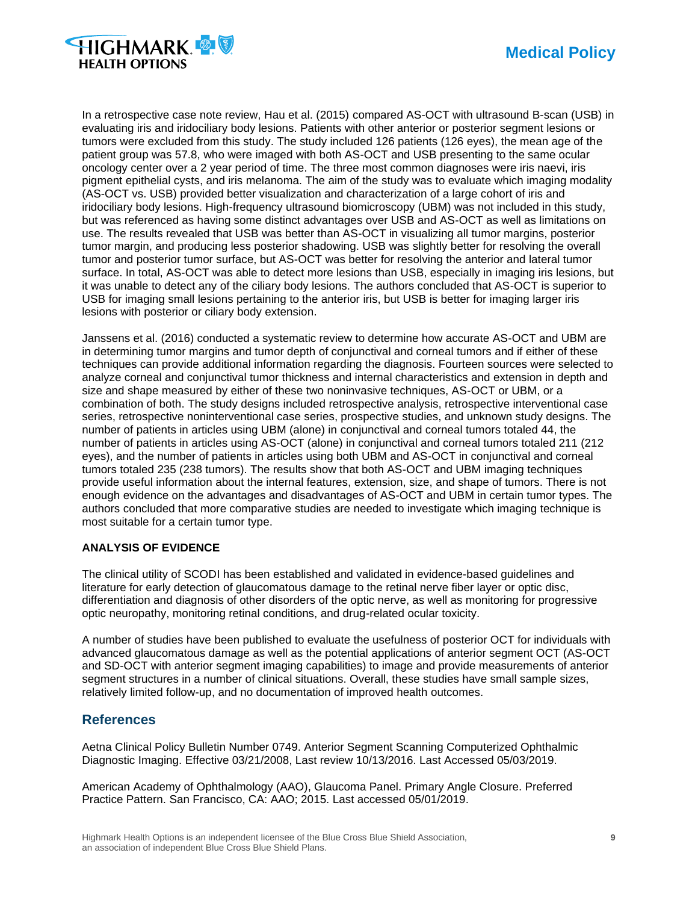In a retrospective case note review, Hau et al. (2015) compared AS-OCT with ultrasound B-scan (USB) in evaluating iris and iridociliary body lesions. Patients with other anterior or posterior segment lesions or tumors were excluded from this study. The study included 126 patients (126 eyes), the mean age of the patient group was 57.8, who were imaged with both AS-OCT and USB presenting to the same ocular oncology center over a 2 year period of time. The three most common diagnoses were iris naevi, iris pigment epithelial cysts, and iris melanoma. The aim of the study was to evaluate which imaging modality (AS-OCT vs. USB) provided better visualization and characterization of a large cohort of iris and iridociliary body lesions. High-frequency ultrasound biomicroscopy (UBM) was not included in this study, but was referenced as having some distinct advantages over USB and AS-OCT as well as limitations on use. The results revealed that USB was better than AS-OCT in visualizing all tumor margins, posterior tumor margin, and producing less posterior shadowing. USB was slightly better for resolving the overall tumor and posterior tumor surface, but AS-OCT was better for resolving the anterior and lateral tumor surface. In total, AS-OCT was able to detect more lesions than USB, especially in imaging iris lesions, but it was unable to detect any of the ciliary body lesions. The authors concluded that AS-OCT is superior to USB for imaging small lesions pertaining to the anterior iris, but USB is better for imaging larger iris lesions with posterior or ciliary body extension.

Janssens et al. (2016) conducted a systematic review to determine how accurate AS-OCT and UBM are in determining tumor margins and tumor depth of conjunctival and corneal tumors and if either of these techniques can provide additional information regarding the diagnosis. Fourteen sources were selected to analyze corneal and conjunctival tumor thickness and internal characteristics and extension in depth and size and shape measured by either of these two noninvasive techniques, AS-OCT or UBM, or a combination of both. The study designs included retrospective analysis, retrospective interventional case series, retrospective noninterventional case series, prospective studies, and unknown study designs. The number of patients in articles using UBM (alone) in conjunctival and corneal tumors totaled 44, the number of patients in articles using AS-OCT (alone) in conjunctival and corneal tumors totaled 211 (212 eyes), and the number of patients in articles using both UBM and AS-OCT in conjunctival and corneal tumors totaled 235 (238 tumors). The results show that both AS-OCT and UBM imaging techniques provide useful information about the internal features, extension, size, and shape of tumors. There is not enough evidence on the advantages and disadvantages of AS-OCT and UBM in certain tumor types. The authors concluded that more comparative studies are needed to investigate which imaging technique is most suitable for a certain tumor type.

**ANALYSIS OF EVIDENCE**

The clinical utility of SCODI has been established and validated in evidence-based guidelines and literature for early detection of glaucomatous damage to the retinal nerve fiber layer or optic disc, differentiation and diagnosis of other disorders of the optic nerve, as well as monitoring for progressive optic neuropathy, monitoring retinal conditions, and drug-related ocular toxicity.

A number of studies have been published to evaluate the usefulness of posterior OCT for individuals with advanced glaucomatous damage as well as the potential applications of anterior segment OCT (AS-OCT and SD-OCT with anterior segment imaging capabilities) to image and provide measurements of anterior segment structures in a number of clinical situations. Overall, these studies have small sample sizes, relatively limited follow-up, and no documentation of improved health outcomes.

## References

Aetna Clinical Policy Bulletin Number 0749. Anterior Segment Scanning Computerized Ophthalmic Diagnostic Imaging. Effective 03/21/2008, Last review 10/13/2016. Last Accessed 05/03/2019.

American Academy of Ophthalmology (AAO), Glaucoma Panel. Primary Angle Closure. Preferred Practice Pattern. San Francisco, CA: AAO; 2015. Last accessed 05/01/2019.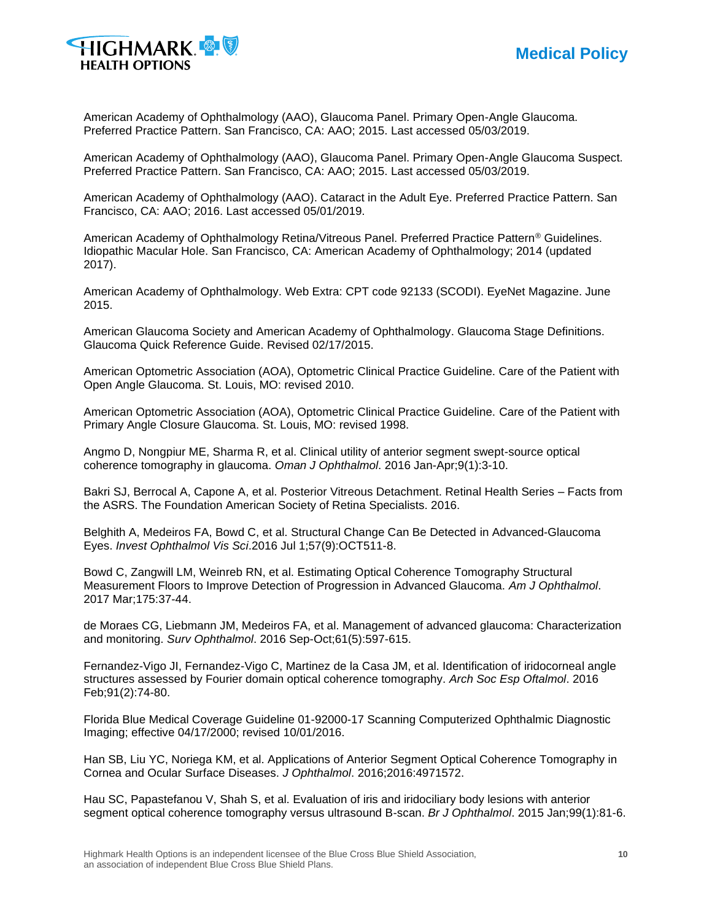American Academy of Ophthalmology (AAO), Glaucoma Panel. Primary Open-Angle Glaucoma. Preferred Practice Pattern. San Francisco, CA: AAO; 2015. Last accessed 05/03/2019.

American Academy of Ophthalmology (AAO), Glaucoma Panel. Primary Open-Angle Glaucoma Suspect. Preferred Practice Pattern. San Francisco, CA: AAO; 2015. Last accessed 05/03/2019.

American Academy of Ophthalmology (AAO). Cataract in the Adult Eye. Preferred Practice Pattern. San Francisco, CA: AAO; 2016. Last accessed 05/01/2019.

American Academy of Ophthalmology Retina/Vitreous Panel. Preferred Practice Pattern® Guidelines. Idiopathic Macular Hole. San Francisco, CA: American Academy of Ophthalmology; 2014 (updated 2017).

American Academy of Ophthalmology. Web Extra: CPT code 92133 (SCODI). EyeNet Magazine. June 2015.

American Glaucoma Society and American Academy of Ophthalmology. Glaucoma Stage Definitions. Glaucoma Quick Reference Guide. Revised 02/17/2015.

American Optometric Association (AOA), Optometric Clinical Practice Guideline. Care of the Patient with Open Angle Glaucoma. St. Louis, MO: revised 2010.

American Optometric Association (AOA), Optometric Clinical Practice Guideline. Care of the Patient with Primary Angle Closure Glaucoma. St. Louis, MO: revised 1998.

Angmo D, Nongpiur ME, Sharma R, et al. Clinical utility of anterior segment swept-source optical coherence tomography in glaucoma. *Oman J Ophthalmol*. 2016 Jan-Apr;9(1):3-10.

Bakri SJ, Berrocal A, Capone A, et al. Posterior Vitreous Detachment. Retinal Health Series – Facts from the ASRS. The Foundation American Society of Retina Specialists. 2016.

Belghith A, Medeiros FA, Bowd C, et al. Structural Change Can Be Detected in Advanced-Glaucoma Eyes. *Invest Ophthalmol Vis Sci*.2016 Jul 1;57(9):OCT511-8.

Bowd C, Zangwill LM, Weinreb RN, et al. Estimating Optical Coherence Tomography Structural Measurement Floors to Improve Detection of Progression in Advanced Glaucoma. *Am J Ophthalmol*. 2017 Mar;175:37-44.

de Moraes CG, Liebmann JM, Medeiros FA, et al. Management of advanced glaucoma: Characterization and monitoring. *Surv Ophthalmol*. 2016 Sep-Oct;61(5):597-615.

Fernandez-Vigo JI, Fernandez-Vigo C, Martinez de la Casa JM, et al. Identification of iridocorneal angle structures assessed by Fourier domain optical coherence tomography. *Arch Soc Esp Oftalmol*. 2016 Feb;91(2):74-80.

Florida Blue Medical Coverage Guideline 01-92000-17 Scanning Computerized Ophthalmic Diagnostic Imaging; effective 04/17/2000; revised 10/01/2016.

Han SB, Liu YC, Noriega KM, et al. Applications of Anterior Segment Optical Coherence Tomography in Cornea and Ocular Surface Diseases. *J Ophthalmol*. 2016;2016:4971572.

Hau SC, Papastefanou V, Shah S, et al. Evaluation of iris and iridociliary body lesions with anterior segment optical coherence tomography versus ultrasound B-scan. *Br J Ophthalmol*. 2015 Jan;99(1):81-6.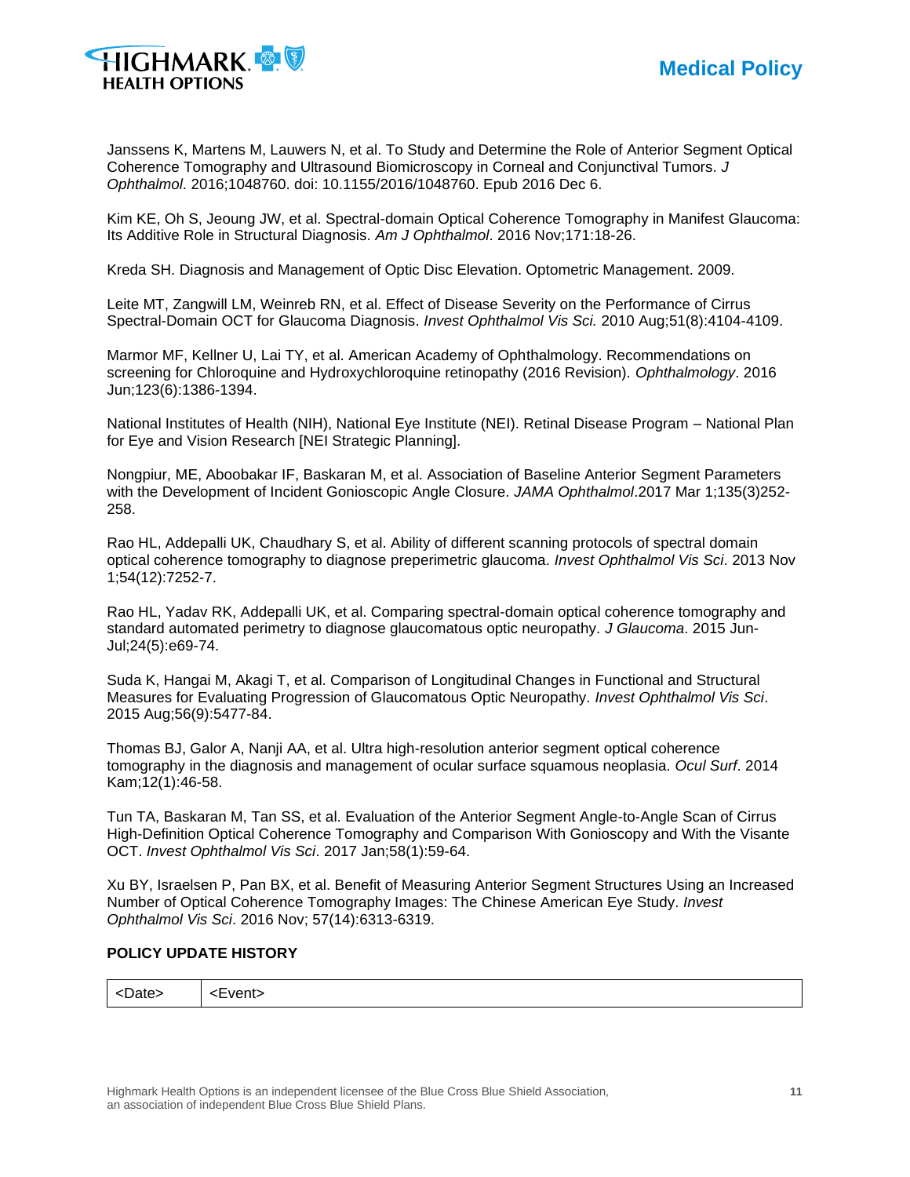Janssens K, Martens M, Lauwers N, et al. To Study and Determine the Role of Anterior Segment Optical Coherence Tomography and Ultrasound Biomicroscopy in Corneal and Conjunctival Tumors. *J Ophthalmol*. 2016;1048760. doi: 10.1155/2016/1048760. Epub 2016 Dec 6.

Kim KE, Oh S, Jeoung JW, et al. Spectral-domain Optical Coherence Tomography in Manifest Glaucoma: Its Additive Role in Structural Diagnosis. *Am J Ophthalmol*. 2016 Nov;171:18-26.

Kreda SH. Diagnosis and Management of Optic Disc Elevation. Optometric Management. 2009.

Leite MT, Zangwill LM, Weinreb RN, et al. Effect of Disease Severity on the Performance of Cirrus Spectral-Domain OCT for Glaucoma Diagnosis. *Invest Ophthalmol Vis Sci.* 2010 Aug;51(8):4104-4109.

Marmor MF, Kellner U, Lai TY, et al. American Academy of Ophthalmology. Recommendations on screening for Chloroquine and Hydroxychloroquine retinopathy (2016 Revision). *Ophthalmology*. 2016 Jun;123(6):1386-1394.

National Institutes of Health (NIH), National Eye Institute (NEI). Retinal Disease Program – National Plan for Eye and Vision Research [NEI Strategic Planning].

Nongpiur, ME, Aboobakar IF, Baskaran M, et al. Association of Baseline Anterior Segment Parameters with the Development of Incident Gonioscopic Angle Closure. *JAMA Ophthalmol*.2017 Mar 1;135(3)252-258.

Rao HL, Addepalli UK, Chaudhary S, et al. Ability of different scanning protocols of spectral domain optical coherence tomography to diagnose preperimetric glaucoma. *Invest Ophthalmol Vis Sci*. 2013 Nov 1;54(12):7252-7.

Rao HL, Yadav RK, Addepalli UK, et al. Comparing spectral-domain optical coherence tomography and standard automated perimetry to diagnose glaucomatous optic neuropathy. *J Glaucoma*. 2015 Jun-Jul;24(5):e69-74.

Suda K, Hangai M, Akagi T, et al. Comparison of Longitudinal Changes in Functional and Structural Measures for Evaluating Progression of Glaucomatous Optic Neuropathy. *Invest Ophthalmol Vis Sci*. 2015 Aug;56(9):5477-84.

Thomas BJ, Galor A, Nanji AA, et al. Ultra high-resolution anterior segment optical coherence tomography in the diagnosis and management of ocular surface squamous neoplasia. *Ocul Surf*. 2014 Kam;12(1):46-58.

Tun TA, Baskaran M, Tan SS, et al. Evaluation of the Anterior Segment Angle-to-Angle Scan of Cirrus High-Definition Optical Coherence Tomography and Comparison With Gonioscopy and With the Visante OCT. *Invest Ophthalmol Vis Sci*. 2017 Jan;58(1):59-64.

Xu BY, Israelsen P, Pan BX, et al. Benefit of Measuring Anterior Segment Structures Using an Increased Number of Optical Coherence Tomography Images: The Chinese American Eye Study. *Invest Ophthalmol Vis Sci*. 2016 Nov; 57(14):6313-6319.

**POLICY UPDATE HISTORY**

| | |
|---|---|
| <Date> | <Event> |